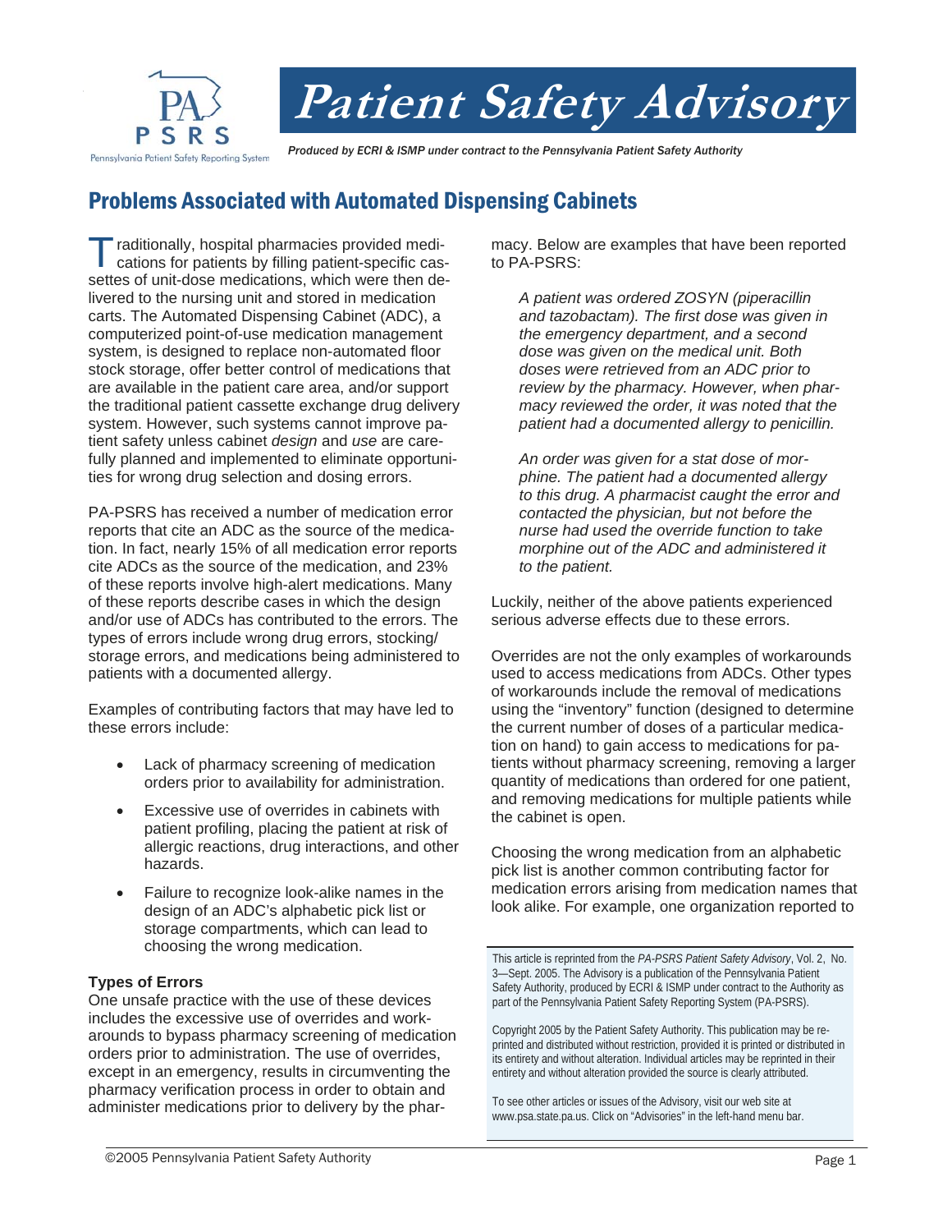# Patient Safety Advisory

*Produced by ECRI & ISMP under contract to the Pennsylvania Patient Safety Authority*

## Problems Associated with Automated Dispensing Cabinets

Traditionally, hospital pharmacies provided medications for patients by filling patient-specific cassettes of unit-dose medications, which were then delivered to the nursing unit and stored in medication carts. The Automated Dispensing Cabinet (ADC), a computerized point-of-use medication management system, is designed to replace non-automated floor stock storage, offer better control of medications that are available in the patient care area, and/or support the traditional patient cassette exchange drug delivery system. However, such systems cannot improve patient safety unless cabinet *design* and *use* are carefully planned and implemented to eliminate opportunities for wrong drug selection and dosing errors.

PA-PSRS has received a number of medication error reports that cite an ADC as the source of the medication. In fact, nearly 15% of all medication error reports cite ADCs as the source of the medication, and 23% of these reports involve high-alert medications. Many of these reports describe cases in which the design and/or use of ADCs has contributed to the errors. The types of errors include wrong drug errors, stocking/storage errors, and medications being administered to patients with a documented allergy.

Examples of contributing factors that may have led to these errors include:

- Lack of pharmacy screening of medication orders prior to availability for administration.
- Excessive use of overrides in cabinets with patient profiling, placing the patient at risk of allergic reactions, drug interactions, and other hazards.
- Failure to recognize look-alike names in the design of an ADC's alphabetic pick list or storage compartments, which can lead to choosing the wrong medication.

### Types of Errors

One unsafe practice with the use of these devices includes the excessive use of overrides and workarounds to bypass pharmacy screening of medication orders prior to administration. The use of overrides, except in an emergency, results in circumventing the pharmacy verification process in order to obtain and administer medications prior to delivery by the pharmacy. Below are examples that have been reported to PA-PSRS:

> *A patient was ordered ZOSYN (piperacillin and tazobactam). The first dose was given in the emergency department, and a second dose was given on the medical unit. Both doses were retrieved from an ADC prior to review by the pharmacy. However, when pharmacy reviewed the order, it was noted that the patient had a documented allergy to penicillin.*

> *An order was given for a stat dose of morphine. The patient had a documented allergy to this drug. A pharmacist caught the error and contacted the physician, but not before the nurse had used the override function to take morphine out of the ADC and administered it to the patient.*

Luckily, neither of the above patients experienced serious adverse effects due to these errors.

Overrides are not the only examples of workarounds used to access medications from ADCs. Other types of workarounds include the removal of medications using the "inventory" function (designed to determine the current number of doses of a particular medication on hand) to gain access to medications for patients without pharmacy screening, removing a larger quantity of medications than ordered for one patient, and removing medications for multiple patients while the cabinet is open.

Choosing the wrong medication from an alphabetic pick list is another common contributing factor for medication errors arising from medication names that look alike. For example, one organization reported to

---

This article is reprinted from the *PA-PSRS Patient Safety Advisory*, Vol. 2, No. 3—Sept. 2005. The Advisory is a publication of the Pennsylvania Patient Safety Authority, produced by ECRI & ISMP under contract to the Authority as part of the Pennsylvania Patient Safety Reporting System (PA-PSRS).

Copyright 2005 by the Patient Safety Authority. This publication may be reprinted and distributed without restriction, provided it is printed or distributed in its entirety and without alteration. Individual articles may be reprinted in their entirety and without alteration provided the source is clearly attributed.

To see other articles or issues of the Advisory, visit our web site at www.psa.state.pa.us. Click on "Advisories" in the left-hand menu bar.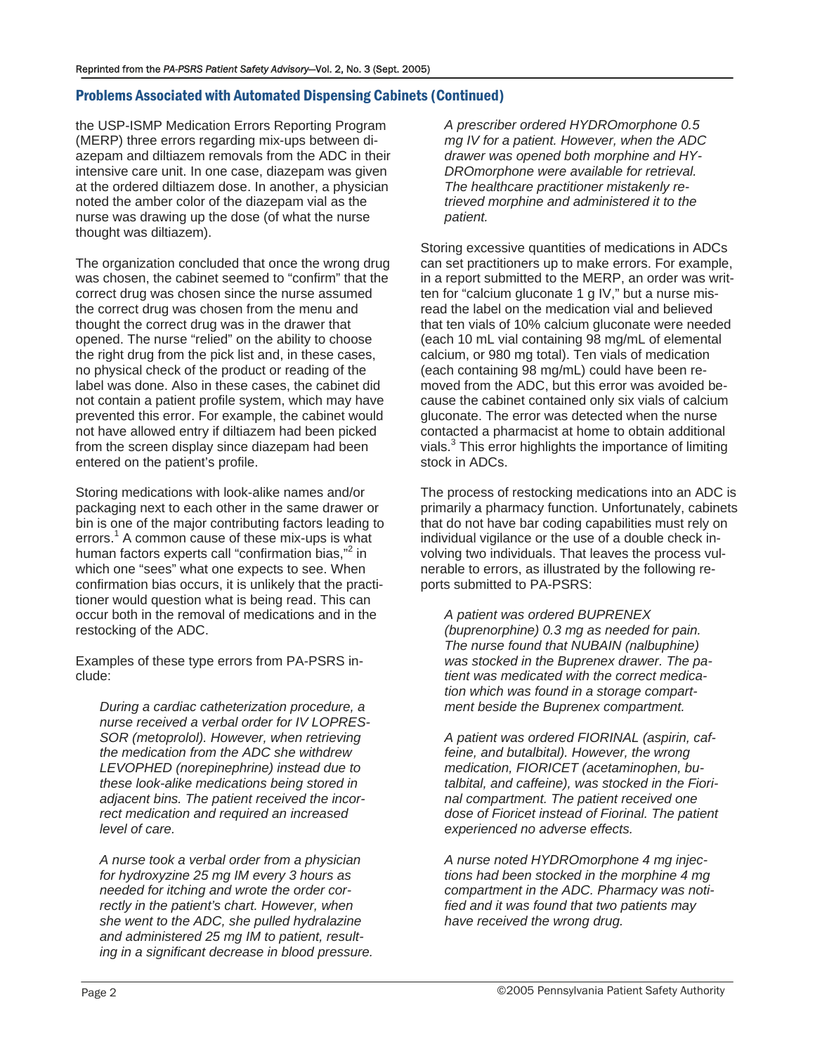## Problems Associated with Automated Dispensing Cabinets (Continued)

the USP-ISMP Medication Errors Reporting Program (MERP) three errors regarding mix-ups between diazepam and diltiazem removals from the ADC in their intensive care unit. In one case, diazepam was given at the ordered diltiazem dose. In another, a physician noted the amber color of the diazepam vial as the nurse was drawing up the dose (of what the nurse thought was diltiazem).

The organization concluded that once the wrong drug was chosen, the cabinet seemed to "confirm" that the correct drug was chosen since the nurse assumed the correct drug was chosen from the menu and thought the correct drug was in the drawer that opened. The nurse "relied" on the ability to choose the right drug from the pick list and, in these cases, no physical check of the product or reading of the label was done. Also in these cases, the cabinet did not contain a patient profile system, which may have prevented this error. For example, the cabinet would not have allowed entry if diltiazem had been picked from the screen display since diazepam had been entered on the patient's profile.

Storing medications with look-alike names and/or packaging next to each other in the same drawer or bin is one of the major contributing factors leading to errors.[1] A common cause of these mix-ups is what human factors experts call "confirmation bias,"[2] in which one "sees" what one expects to see. When confirmation bias occurs, it is unlikely that the practitioner would question what is being read. This can occur both in the removal of medications and in the restocking of the ADC.

Examples of these type errors from PA-PSRS include:

> *During a cardiac catheterization procedure, a nurse received a verbal order for IV LOPRESSOR (metoprolol). However, when retrieving the medication from the ADC she withdrew LEVOPHED (norepinephrine) instead due to these look-alike medications being stored in adjacent bins. The patient received the incorrect medication and required an increased level of care.*

> *A nurse took a verbal order from a physician for hydroxyzine 25 mg IM every 3 hours as needed for itching and wrote the order correctly in the patient's chart. However, when she went to the ADC, she pulled hydralazine and administered 25 mg IM to patient, resulting in a significant decrease in blood pressure.*

> *A prescriber ordered HYDROmorphone 0.5 mg IV for a patient. However, when the ADC drawer was opened both morphine and HYDROmorphone were available for retrieval. The healthcare practitioner mistakenly retrieved morphine and administered it to the patient.*

Storing excessive quantities of medications in ADCs can set practitioners up to make errors. For example, in a report submitted to the MERP, an order was written for "calcium gluconate 1 g IV," but a nurse misread the label on the medication vial and believed that ten vials of 10% calcium gluconate were needed (each 10 mL vial containing 98 mg/mL of elemental calcium, or 980 mg total). Ten vials of medication (each containing 98 mg/mL) could have been removed from the ADC, but this error was avoided because the cabinet contained only six vials of calcium gluconate. The error was detected when the nurse contacted a pharmacist at home to obtain additional vials.[3] This error highlights the importance of limiting stock in ADCs.

The process of restocking medications into an ADC is primarily a pharmacy function. Unfortunately, cabinets that do not have bar coding capabilities must rely on individual vigilance or the use of a double check involving two individuals. That leaves the process vulnerable to errors, as illustrated by the following reports submitted to PA-PSRS:

> *A patient was ordered BUPRENEX (buprenorphine) 0.3 mg as needed for pain. The nurse found that NUBAIN (nalbuphine) was stocked in the Buprenex drawer. The patient was medicated with the correct medication which was found in a storage compartment beside the Buprenex compartment.*

> *A patient was ordered FIORINAL (aspirin, caffeine, and butalbital). However, the wrong medication, FIORICET (acetaminophen, butalbital, and caffeine), was stocked in the Fiorinal compartment. The patient received one dose of Fioricet instead of Fiorinal. The patient experienced no adverse effects.*

> *A nurse noted HYDROmorphone 4 mg injections had been stocked in the morphine 4 mg compartment in the ADC. Pharmacy was notified and it was found that two patients may have received the wrong drug.*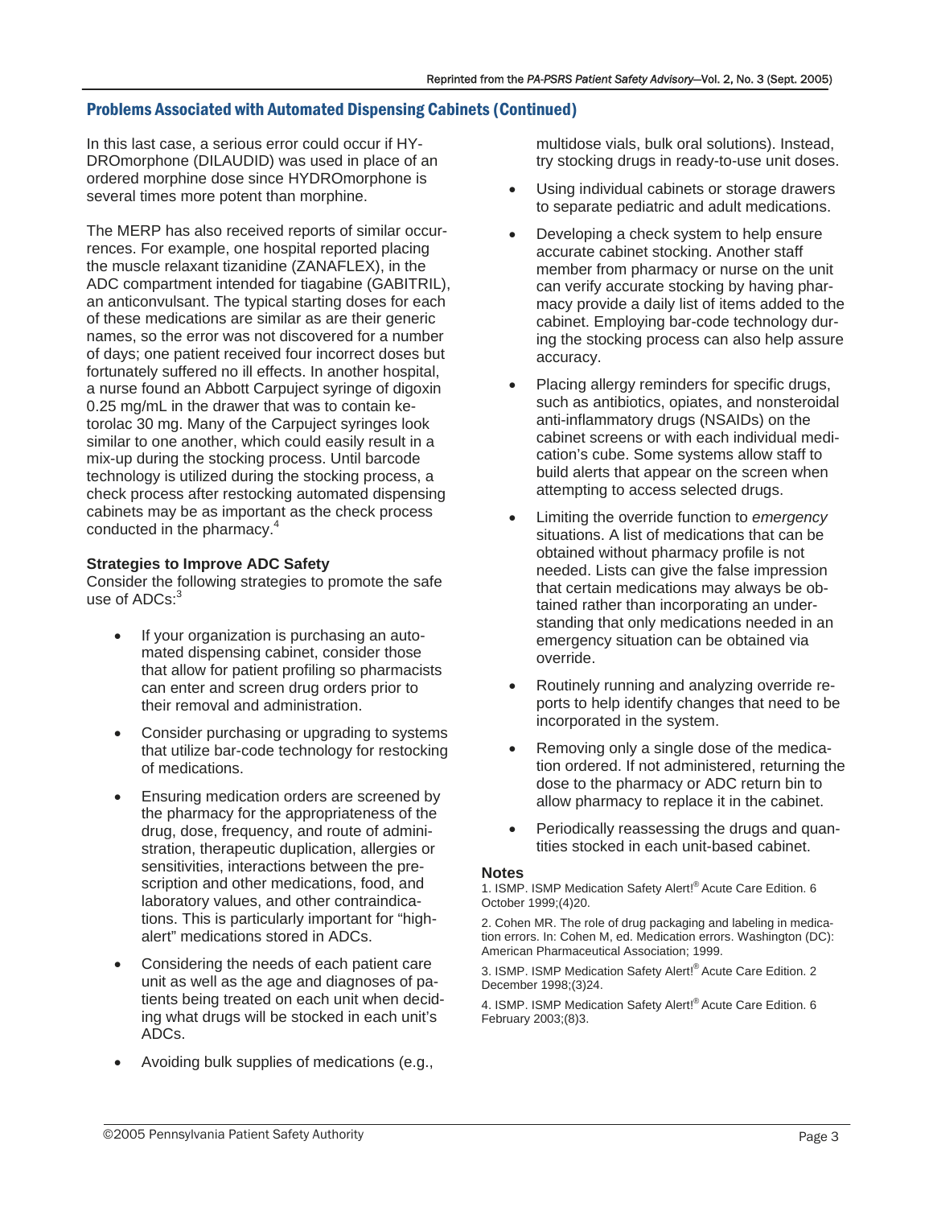## Problems Associated with Automated Dispensing Cabinets (Continued)

In this last case, a serious error could occur if HYDROmorphone (DILAUDID) was used in place of an ordered morphine dose since HYDROmorphone is several times more potent than morphine.

The MERP has also received reports of similar occurrences. For example, one hospital reported placing the muscle relaxant tizanidine (ZANAFLEX), in the ADC compartment intended for tiagabine (GABITRIL), an anticonvulsant. The typical starting doses for each of these medications are similar as are their generic names, so the error was not discovered for a number of days; one patient received four incorrect doses but fortunately suffered no ill effects. In another hospital, a nurse found an Abbott Carpuject syringe of digoxin 0.25 mg/mL in the drawer that was to contain ketorolac 30 mg. Many of the Carpuject syringes look similar to one another, which could easily result in a mix-up during the stocking process. Until barcode technology is utilized during the stocking process, a check process after restocking automated dispensing cabinets may be as important as the check process conducted in the pharmacy.[4]

**Strategies to Improve ADC Safety**

Consider the following strategies to promote the safe use of ADCs:[3]

- If your organization is purchasing an automated dispensing cabinet, consider those that allow for patient profiling so pharmacists can enter and screen drug orders prior to their removal and administration.
- Consider purchasing or upgrading to systems that utilize bar-code technology for restocking of medications.
- Ensuring medication orders are screened by the pharmacy for the appropriateness of the drug, dose, frequency, and route of administration, therapeutic duplication, allergies or sensitivities, interactions between the prescription and other medications, food, and laboratory values, and other contraindications. This is particularly important for "high-alert" medications stored in ADCs.
- Considering the needs of each patient care unit as well as the age and diagnoses of patients being treated on each unit when deciding what drugs will be stocked in each unit's ADCs.
- Avoiding bulk supplies of medications (e.g., multidose vials, bulk oral solutions). Instead, try stocking drugs in ready-to-use unit doses.
- Using individual cabinets or storage drawers to separate pediatric and adult medications.
- Developing a check system to help ensure accurate cabinet stocking. Another staff member from pharmacy or nurse on the unit can verify accurate stocking by having pharmacy provide a daily list of items added to the cabinet. Employing bar-code technology during the stocking process can also help assure accuracy.
- Placing allergy reminders for specific drugs, such as antibiotics, opiates, and nonsteroidal anti-inflammatory drugs (NSAIDs) on the cabinet screens or with each individual medication's cube. Some systems allow staff to build alerts that appear on the screen when attempting to access selected drugs.
- Limiting the override function to *emergency* situations. A list of medications that can be obtained without pharmacy profile is not needed. Lists can give the false impression that certain medications may always be obtained rather than incorporating an understanding that only medications needed in an emergency situation can be obtained via override.
- Routinely running and analyzing override reports to help identify changes that need to be incorporated in the system.
- Removing only a single dose of the medication ordered. If not administered, returning the dose to the pharmacy or ADC return bin to allow pharmacy to replace it in the cabinet.
- Periodically reassessing the drugs and quantities stocked in each unit-based cabinet.

**Notes**

1. ISMP. ISMP Medication Safety Alert!® Acute Care Edition. 6 October 1999;(4)20.

2. Cohen MR. The role of drug packaging and labeling in medication errors. In: Cohen M, ed. Medication errors. Washington (DC): American Pharmaceutical Association; 1999.

3. ISMP. ISMP Medication Safety Alert!® Acute Care Edition. 2 December 1998;(3)24.

4. ISMP. ISMP Medication Safety Alert!® Acute Care Edition. 6 February 2003;(8)3.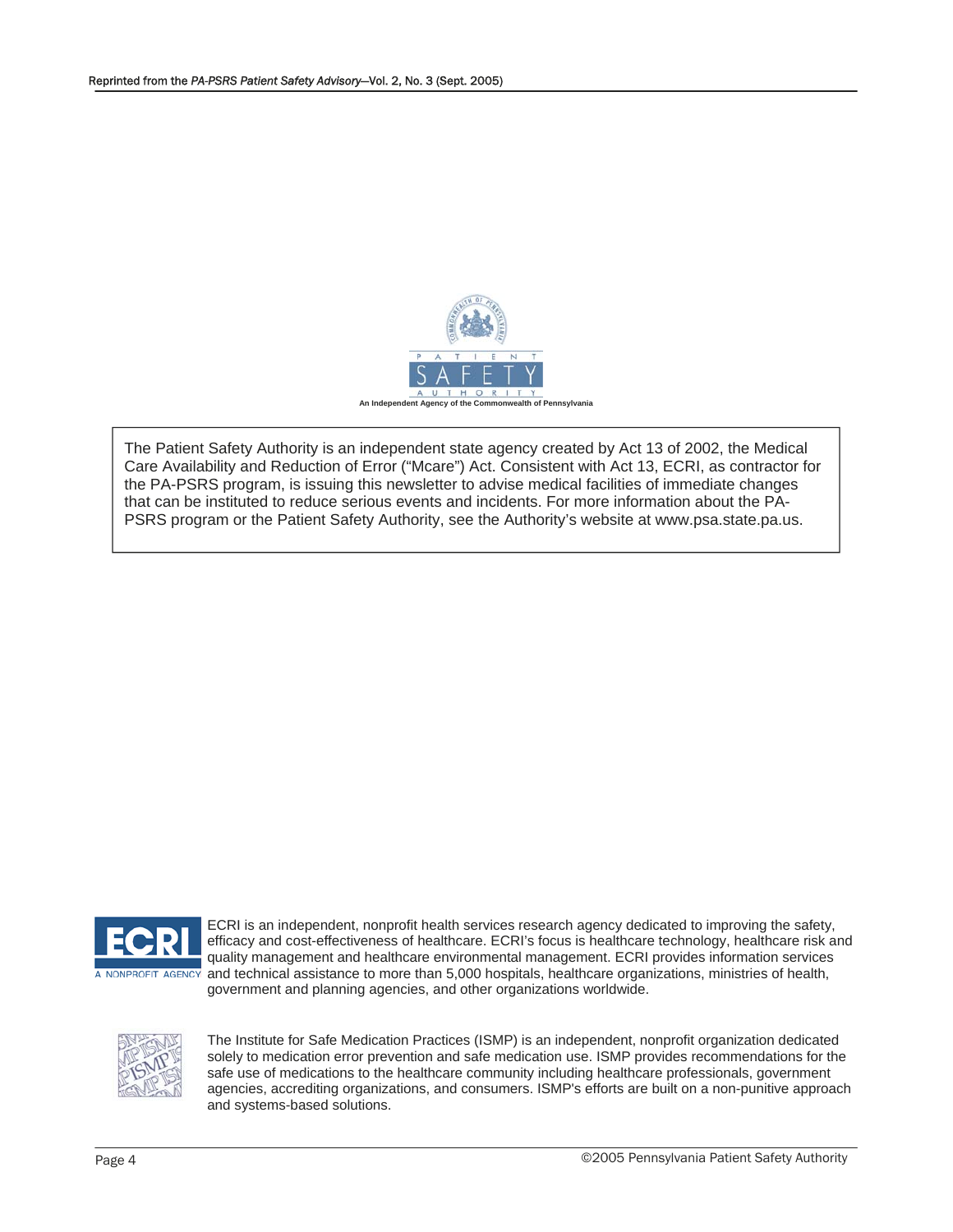PATIENT SAFETY AUTHORITY

An Independent Agency of the Commonwealth of Pennsylvania

The Patient Safety Authority is an independent state agency created by Act 13 of 2002, the Medical Care Availability and Reduction of Error ("Mcare") Act. Consistent with Act 13, ECRI, as contractor for the PA-PSRS program, is issuing this newsletter to advise medical facilities of immediate changes that can be instituted to reduce serious events and incidents. For more information about the PA-PSRS program or the Patient Safety Authority, see the Authority's website at www.psa.state.pa.us.

ECRI is an independent, nonprofit health services research agency dedicated to improving the safety, efficacy and cost-effectiveness of healthcare. ECRI's focus is healthcare technology, healthcare risk and quality management and healthcare environmental management. ECRI provides information services and technical assistance to more than 5,000 hospitals, healthcare organizations, ministries of health, government and planning agencies, and other organizations worldwide.

The Institute for Safe Medication Practices (ISMP) is an independent, nonprofit organization dedicated solely to medication error prevention and safe medication use. ISMP provides recommendations for the safe use of medications to the healthcare community including healthcare professionals, government agencies, accrediting organizations, and consumers. ISMP's efforts are built on a non-punitive approach and systems-based solutions.

©2005 Pennsylvania Patient Safety Authority